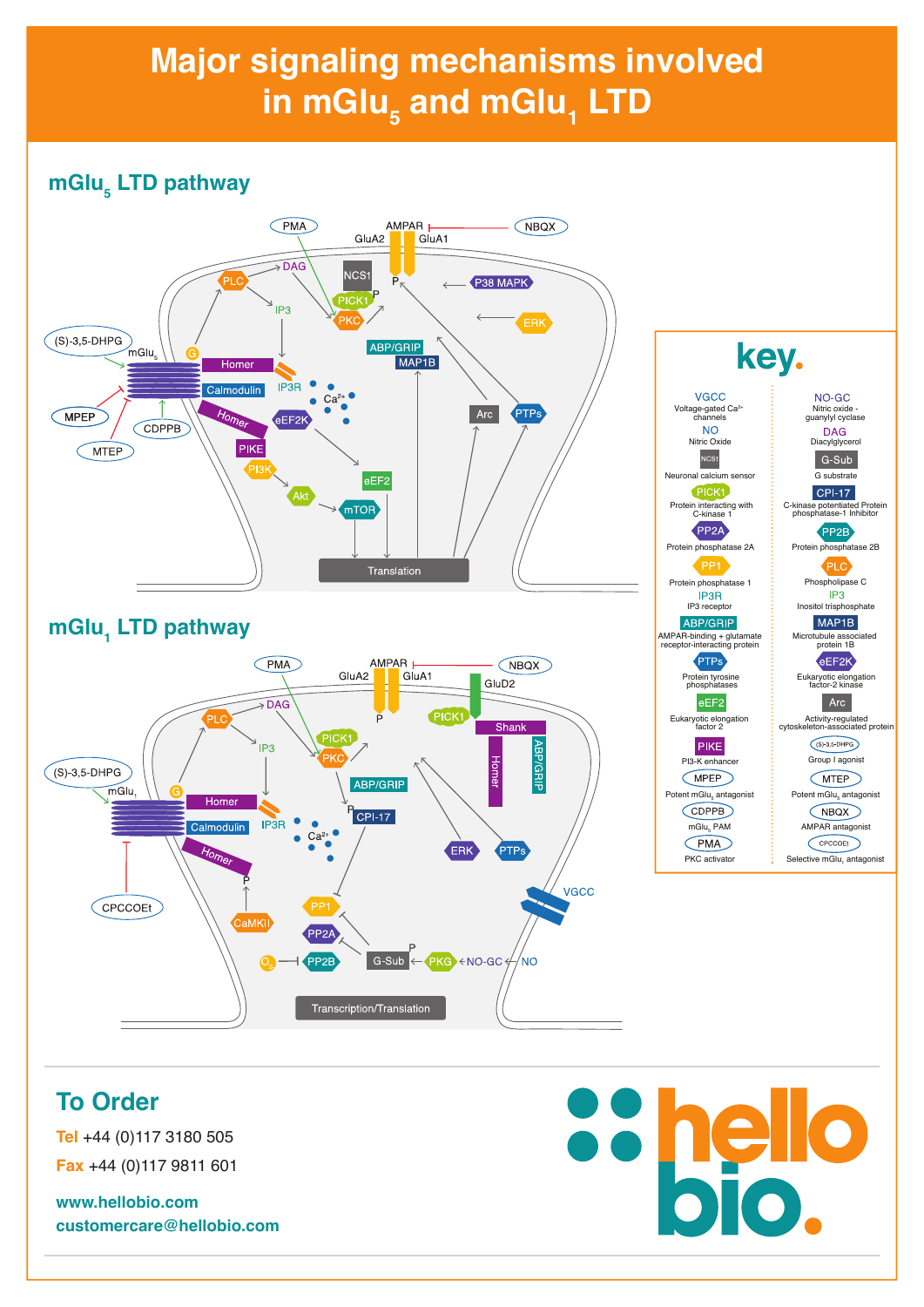# Major signaling mechanisms involved in $mGlu_5$ and $mGlu_1$ LTD

## $mGlu_5$ LTD pathway

PMA, DAG, AMPAR, GluA2, GluA1, NBQX, NCS1, P, PICK1, P, P38 MAPK, PLC, IP3, PKC, ERK, (S)-3,5-DHPG, $mGlu_5$, G, ABP/GRIP, MAP1B, Homer, IP3R, $Ca^{2+}$, Calmodulin, MPEP, CDPPB, Homer, eEF2K, Arc, PTPs, MTEP, PIKE, PI3K, eEF2, Akt, mTOR, Translation

## $mGlu_1$ LTD pathway

PMA, DAG, AMPAR, GluA2, GluA1, NBQX, GluD2, PLC, IP3, PICK1, PICK1, P, Shank, PKC, (S)-3,5-DHPG, $mGlu_1$, G, ABP/GRIP, Homer, ABP/GRIP, Homer, IP3R, P, CPI-17, Calmodulin, $Ca^{2+}$, ERK, PTPs, Homer, P, CPCCOEt, CaMKII, PP1, VGCC, PP2A, P, $O_2$, PP2B, G-Sub, PKG, NO-GC, NO, Transcription/Translation

## key.

- **VGCC** – Voltage-gated $Ca^{2+}$ channels
- **NO-GC** – Nitric oxide - guanylyl cyclase
- **NO** – Nitric Oxide
- **DAG** – Diacylglycerol
- **NCS1** – Neuronal calcium sensor
- **G-Sub** – G substrate
- **PICK1** – Protein interacting with C-kinase 1
- **CPI-17** – C-kinase potentiated Protein phosphatase-1 Inhibitor
- **PP2A** – Protein phosphatase 2A
- **PP2B** – Protein phosphatase 2B
- **PP1** – Protein phosphatase 1
- **PLC** – Phospholipase C
- **IP3R** – IP3 receptor
- **IP3** – Inositol trisphosphate
- **ABP/GRIP** – AMPAR-binding + glutamate receptor-interacting protein
- **MAP1B** – Microtubule associated protein 1B
- **PTPs** – Protein tyrosine phosphatases
- **eEF2K** – Eukaryotic elongation factor-2 kinase
- **eEF2** – Eukaryotic elongation factor 2
- **Arc** – Activity-regulated cytoskeleton-associated protein
- **PIKE** – PI3-K enhancer
- **(S)-3,5-DHPG** – Group I agonist
- **MPEP** – Potent $mGlu_5$ antagonist
- **MTEP** – Potent $mGlu_5$ antagonist
- **CDPPB** – $mGlu_5$ PAM
- **NBQX** – AMPAR antagonist
- **PMA** – PKC activator
- **CPCCOEt** – Selective $mGlu_1$ antagonist

## To Order

**Tel** +44 (0)117 3180 505

**Fax** +44 (0)117 9811 601

www.hellobio.com

customercare@hellobio.com

hello bio.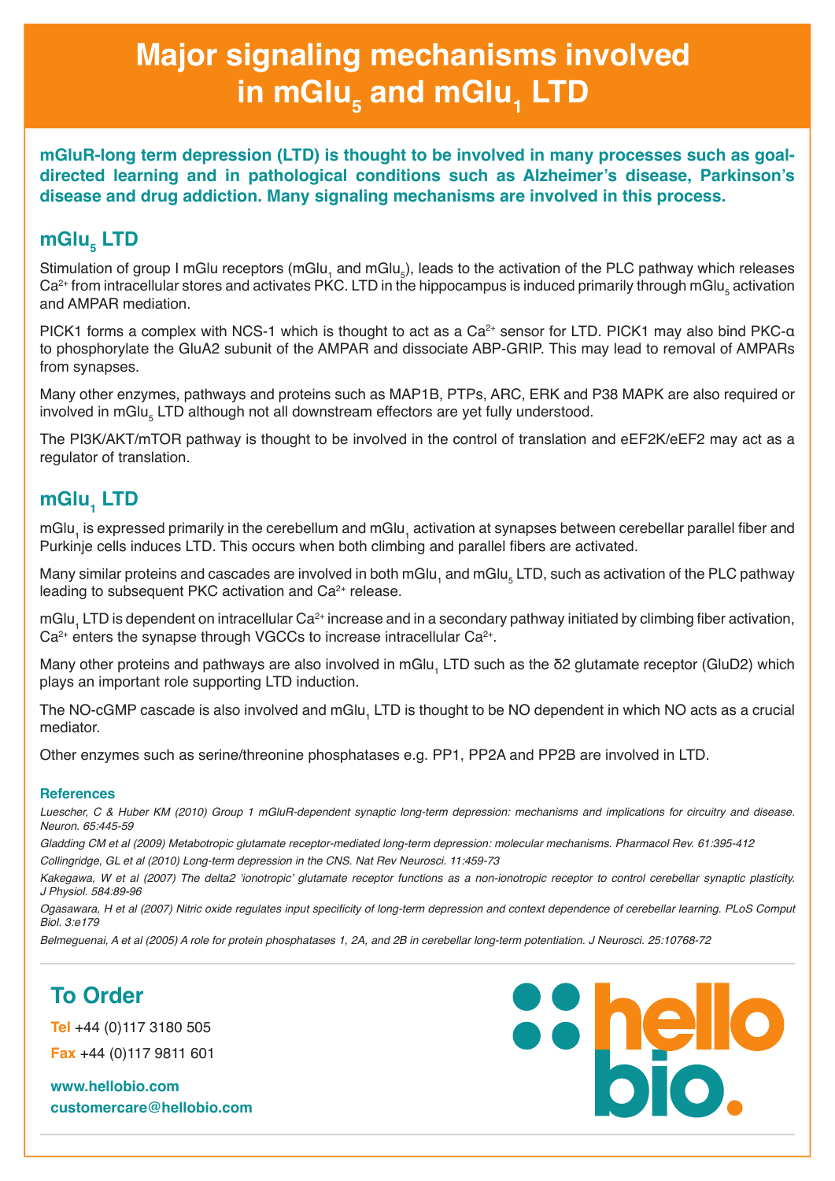# Major signaling mechanisms involved in $mGlu_5$ and $mGlu_1$ LTD

**mGluR-long term depression (LTD) is thought to be involved in many processes such as goal-directed learning and in pathological conditions such as Alzheimer's disease, Parkinson's disease and drug addiction. Many signaling mechanisms are involved in this process.**

## $mGlu_5$ LTD

Stimulation of group I mGlu receptors ($mGlu_1$ and $mGlu_5$), leads to the activation of the PLC pathway which releases $Ca^{2+}$ from intracellular stores and activates PKC. LTD in the hippocampus is induced primarily through $mGlu_5$ activation and AMPAR mediation.

PICK1 forms a complex with NCS-1 which is thought to act as a $Ca^{2+}$ sensor for LTD. PICK1 may also bind PKC-α to phosphorylate the GluA2 subunit of the AMPAR and dissociate ABP-GRIP. This may lead to removal of AMPARs from synapses.

Many other enzymes, pathways and proteins such as MAP1B, PTPs, ARC, ERK and P38 MAPK are also required or involved in $mGlu_5$ LTD although not all downstream effectors are yet fully understood.

The PI3K/AKT/mTOR pathway is thought to be involved in the control of translation and eEF2K/eEF2 may act as a regulator of translation.

## $mGlu_1$ LTD

$mGlu_1$ is expressed primarily in the cerebellum and $mGlu_1$ activation at synapses between cerebellar parallel fiber and Purkinje cells induces LTD. This occurs when both climbing and parallel fibers are activated.

Many similar proteins and cascades are involved in both $mGlu_1$ and $mGlu_5$ LTD, such as activation of the PLC pathway leading to subsequent PKC activation and $Ca^{2+}$ release.

$mGlu_1$ LTD is dependent on intracellular $Ca^{2+}$ increase and in a secondary pathway initiated by climbing fiber activation, $Ca^{2+}$ enters the synapse through VGCCs to increase intracellular $Ca^{2+}$.

Many other proteins and pathways are also involved in $mGlu_1$ LTD such as the δ2 glutamate receptor (GluD2) which plays an important role supporting LTD induction.

The NO-cGMP cascade is also involved and $mGlu_1$ LTD is thought to be NO dependent in which NO acts as a crucial mediator.

Other enzymes such as serine/threonine phosphatases e.g. PP1, PP2A and PP2B are involved in LTD.

### References

*Luescher, C & Huber KM (2010) Group 1 mGluR-dependent synaptic long-term depression: mechanisms and implications for circuitry and disease. Neuron. 65:445-59*

*Gladding CM et al (2009) Metabotropic glutamate receptor-mediated long-term depression: molecular mechanisms. Pharmacol Rev. 61:395-412*

*Collingridge, GL et al (2010) Long-term depression in the CNS. Nat Rev Neurosci. 11:459-73*

*Kakegawa, W et al (2007) The delta2 'ionotropic' glutamate receptor functions as a non-ionotropic receptor to control cerebellar synaptic plasticity. J Physiol. 584:89-96*

*Ogasawara, H et al (2007) Nitric oxide regulates input specificity of long-term depression and context dependence of cerebellar learning. PLoS Comput Biol. 3:e179*

*Belmeguenai, A et al (2005) A role for protein phosphatases 1, 2A, and 2B in cerebellar long-term potentiation. J Neurosci. 25:10768-72*

## To Order

**Tel** +44 (0)117 3180 505

**Fax** +44 (0)117 9811 601

**www.hellobio.com**

**customercare@hellobio.com**

hello bio.